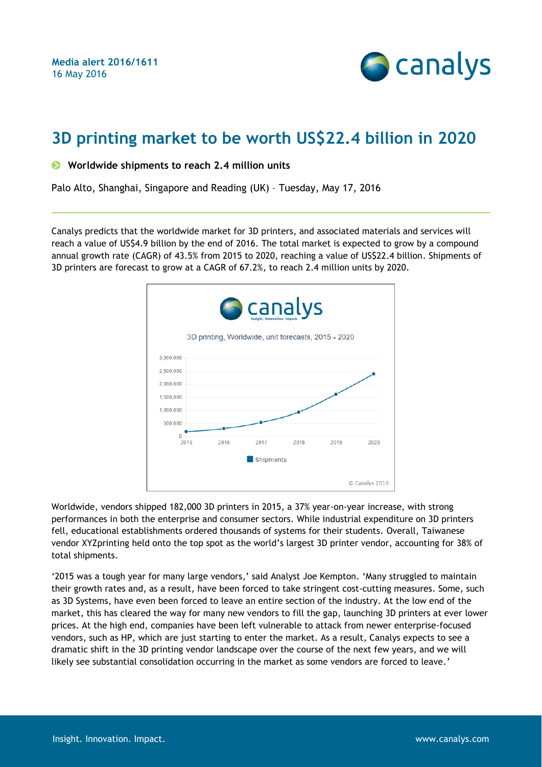**Media alert 2016/1611**
16 May 2016

# 3D printing market to be worth US$22.4 billion in 2020

- **Worldwide shipments to reach 2.4 million units**

Palo Alto, Shanghai, Singapore and Reading (UK) – Tuesday, May 17, 2016

Canalys predicts that the worldwide market for 3D printers, and associated materials and services will reach a value of US$4.9 billion by the end of 2016. The total market is expected to grow by a compound annual growth rate (CAGR) of 43.5% from 2015 to 2020, reaching a value of US$22.4 billion. Shipments of 3D printers are forecast to grow at a CAGR of 67.2%, to reach 2.4 million units by 2020.

Worldwide, vendors shipped 182,000 3D printers in 2015, a 37% year-on-year increase, with strong performances in both the enterprise and consumer sectors. While industrial expenditure on 3D printers fell, educational establishments ordered thousands of systems for their students. Overall, Taiwanese vendor XYZprinting held onto the top spot as the world's largest 3D printer vendor, accounting for 38% of total shipments.

'2015 was a tough year for many large vendors,' said Analyst Joe Kempton. 'Many struggled to maintain their growth rates and, as a result, have been forced to take stringent cost-cutting measures. Some, such as 3D Systems, have even been forced to leave an entire section of the industry. At the low end of the market, this has cleared the way for many new vendors to fill the gap, launching 3D printers at ever lower prices. At the high end, companies have been left vulnerable to attack from newer enterprise-focused vendors, such as HP, which are just starting to enter the market. As a result, Canalys expects to see a dramatic shift in the 3D printing vendor landscape over the course of the next few years, and we will likely see substantial consolidation occurring in the market as some vendors are forced to leave.'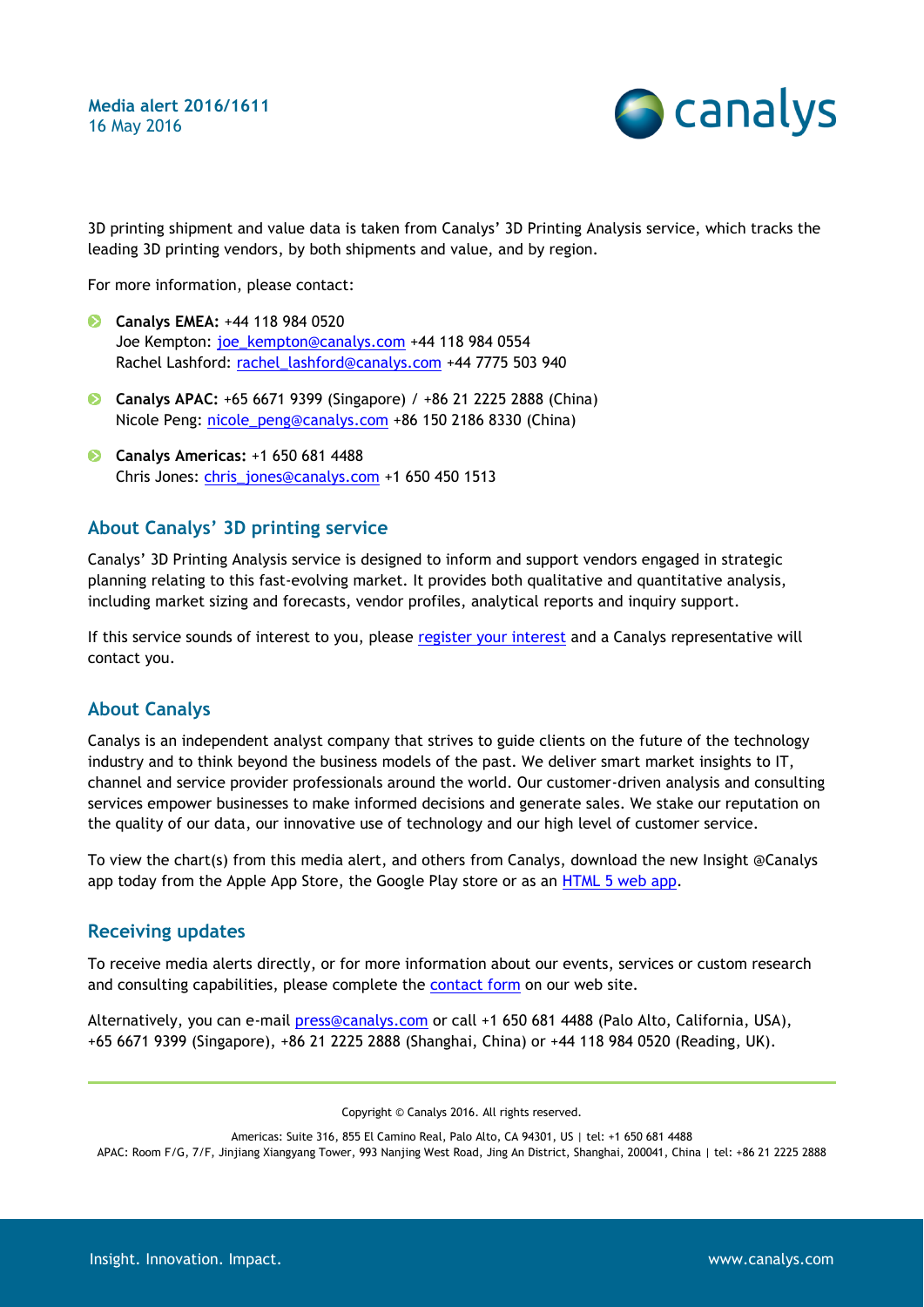3D printing shipment and value data is taken from Canalys' 3D Printing Analysis service, which tracks the leading 3D printing vendors, by both shipments and value, and by region.

For more information, please contact:

- **Canalys EMEA:** +44 118 984 0520
  Joe Kempton: joe_kempton@canalys.com +44 118 984 0554
  Rachel Lashford: rachel_lashford@canalys.com +44 7775 503 940

- **Canalys APAC:** +65 6671 9399 (Singapore) / +86 21 2225 2888 (China)
  Nicole Peng: nicole_peng@canalys.com +86 150 2186 8330 (China)

- **Canalys Americas:** +1 650 681 4488
  Chris Jones: chris_jones@canalys.com +1 650 450 1513

## About Canalys' 3D printing service

Canalys' 3D Printing Analysis service is designed to inform and support vendors engaged in strategic planning relating to this fast-evolving market. It provides both qualitative and quantitative analysis, including market sizing and forecasts, vendor profiles, analytical reports and inquiry support.

If this service sounds of interest to you, please register your interest and a Canalys representative will contact you.

## About Canalys

Canalys is an independent analyst company that strives to guide clients on the future of the technology industry and to think beyond the business models of the past. We deliver smart market insights to IT, channel and service provider professionals around the world. Our customer-driven analysis and consulting services empower businesses to make informed decisions and generate sales. We stake our reputation on the quality of our data, our innovative use of technology and our high level of customer service.

To view the chart(s) from this media alert, and others from Canalys, download the new Insight @Canalys app today from the Apple App Store, the Google Play store or as an HTML 5 web app.

## Receiving updates

To receive media alerts directly, or for more information about our events, services or custom research and consulting capabilities, please complete the contact form on our web site.

Alternatively, you can e-mail press@canalys.com or call +1 650 681 4488 (Palo Alto, California, USA), +65 6671 9399 (Singapore), +86 21 2225 2888 (Shanghai, China) or +44 118 984 0520 (Reading, UK).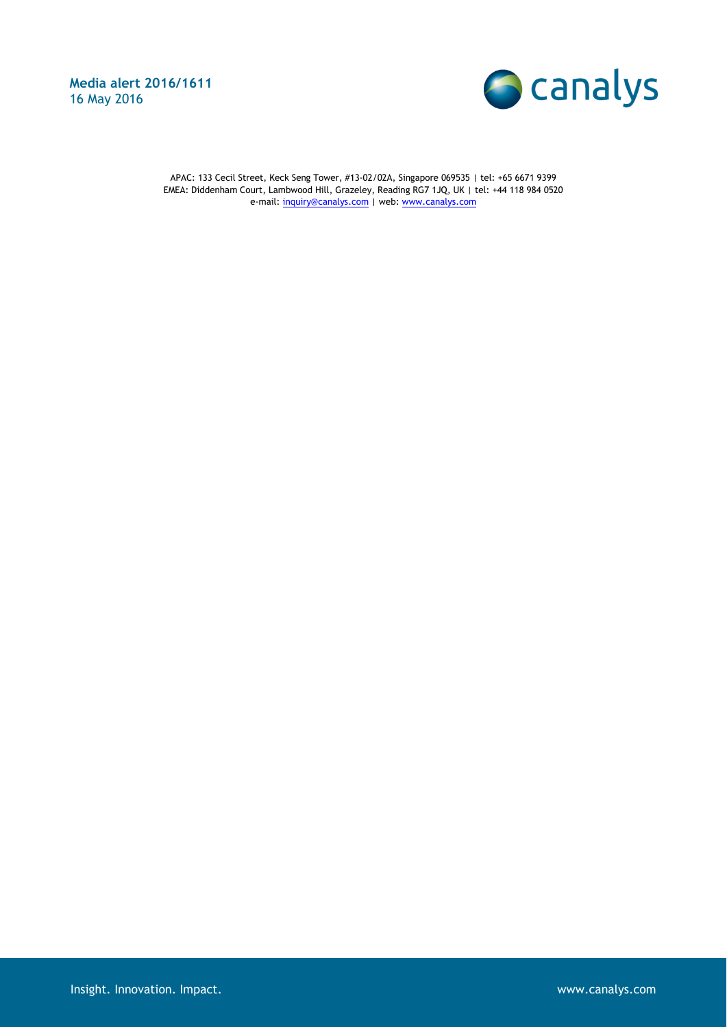**Media alert 2016/1611**
16 May 2016

APAC: 133 Cecil Street, Keck Seng Tower, #13-02/02A, Singapore 069535 | tel: +65 6671 9399
EMEA: Diddenham Court, Lambwood Hill, Grazeley, Reading RG7 1JQ, UK | tel: +44 118 984 0520
e-mail: inquiry@canalys.com | web: www.canalys.com